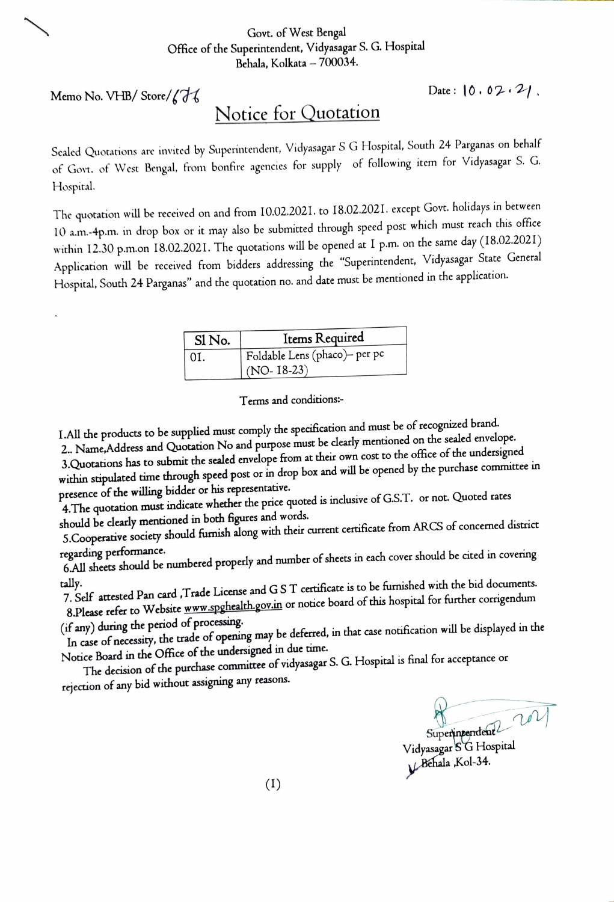Govt. of West Bengal
Office of the Superintendent, Vidyasagar S. G. Hospital
Behala, Kolkata – 700034.

Memo No. VHB/ Store/676 Date : 10.02.21.

## Notice for Quotation

Sealed Quotations are invited by Superintendent, Vidyasagar S G Hospital, South 24 Parganas on behalf of Govt. of West Bengal, from bonfire agencies for supply of following item for Vidyasagar S. G. Hospital.

The quotation will be received on and from 10.02.2021. to 18.02.2021. except Govt. holidays in between 10 a.m.-4p.m. in drop box or it may also be submitted through speed post which must reach this office within 12.30 p.m.on 18.02.2021. The quotations will be opened at 1 p.m. on the same day (18.02.2021) Application will be received from bidders addressing the "Superintendent, Vidyasagar State General Hospital, South 24 Parganas" and the quotation no. and date must be mentioned in the application.

| Sl No. | Items Required |
|---|---|
| 01. | Foldable Lens (phaco)– per pc (NO- 18-23) |

Terms and conditions:-

1.All the products to be supplied must comply the specification and must be of recognized brand.
2.. Name,Address and Quotation No and purpose must be clearly mentioned on the sealed envelope.
3.Quotations has to submit the sealed envelope from at their own cost to the office of the undersigned within stipulated time through speed post or in drop box and will be opened by the purchase committee in presence of the willing bidder or his representative.
4.The quotation must indicate whether the price quoted is inclusive of G.S.T. or not. Quoted rates should be clearly mentioned in both figures and words.
5.Cooperative society should furnish along with their current certificate from ARCS of concerned district regarding performance.
6.All sheets should be numbered properly and number of sheets in each cover should be cited in covering tally.
7. Self attested Pan card ,Trade License and G S T certificate is to be furnished with the bid documents.
8.Please refer to Website www.spghealth.gov.in or notice board of this hospital for further corrigendum (if any) during the period of processing.

In case of necessity, the trade of opening may be deferred, in that case notification will be displayed in the Notice Board in the Office of the undersigned in due time.

The decision of the purchase committee of vidyasagar S. G. Hospital is final for acceptance or rejection of any bid without assigning any reasons.

Superintendent
Vidyasagar S G Hospital
Behala ,Kol-34.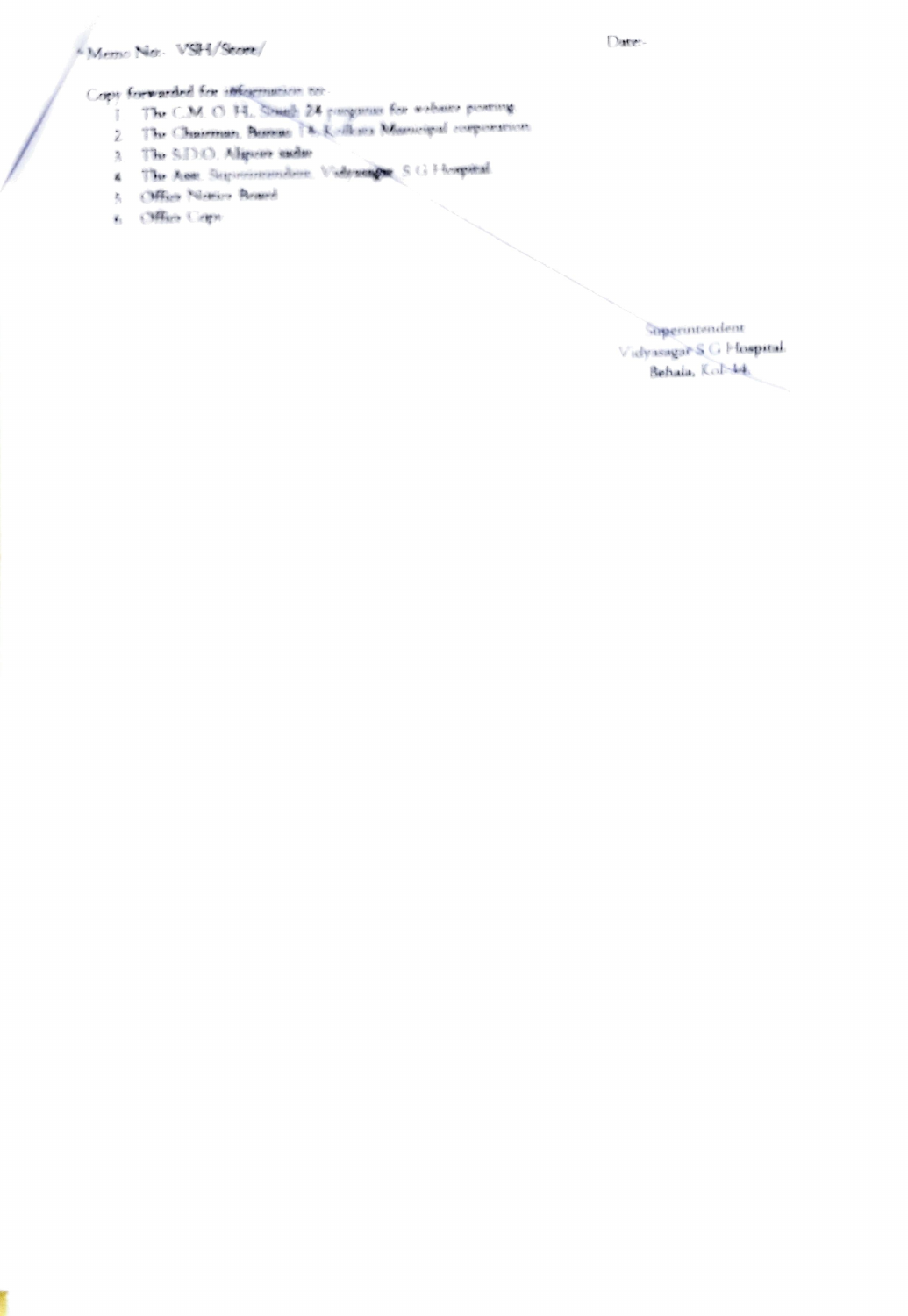Memo No:- VSH/Store/

Date:-

Copy forwarded for information to:

1. The C.M.O.H, South 24 parganas for website posting
2. The Chairman, Borough 14, Kolkata Municipal corporation
3. The S.D.O, Alipore sadar
4. The Asst. Superintendent, Vidyasagar S.G Hospital
5. Office Notice Board
6. Office Copy

Superintendent
Vidyasagar S.G Hospital
Behala, Kol-34